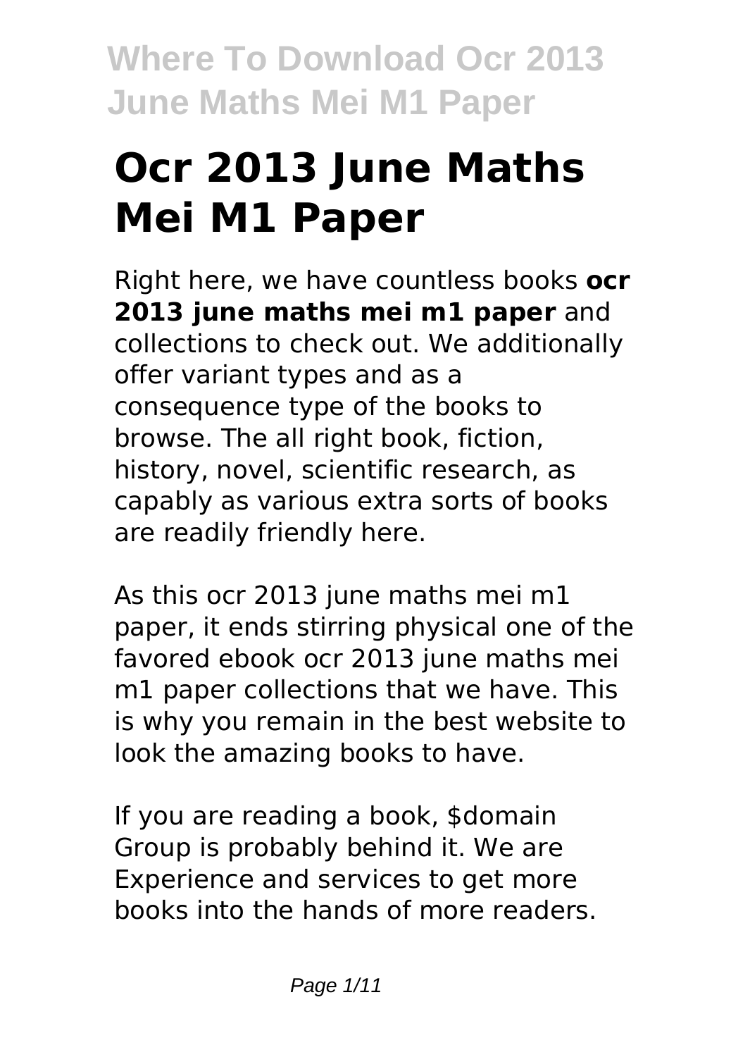# Ocr 2013 June Maths Mei M1 Paper

Right here, we have countless books **ocr 2013 june maths mei m1 paper** and collections to check out. We additionally offer variant types and as a consequence type of the books to browse. The all right book, fiction, history, novel, scientific research, as capably as various extra sorts of books are readily friendly here.

As this ocr 2013 june maths mei m1 paper, it ends stirring physical one of the favored ebook ocr 2013 june maths mei m1 paper collections that we have. This is why you remain in the best website to look the amazing books to have.

If you are reading a book, $domain Group is probably behind it. We are Experience and services to get more books into the hands of more readers.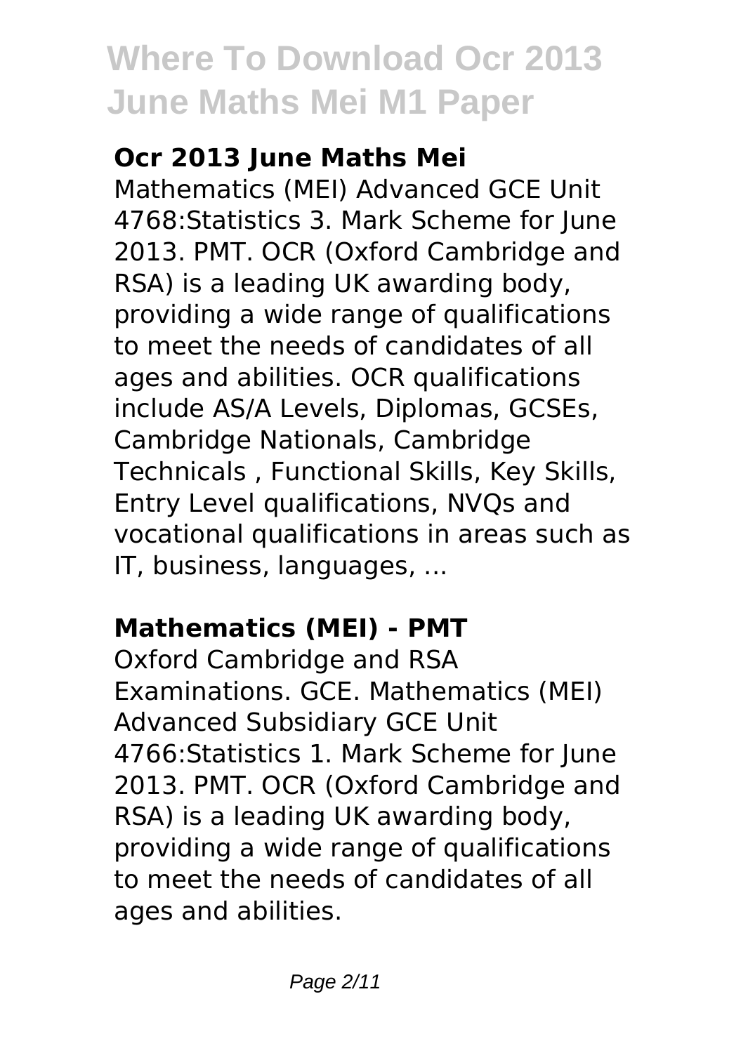### Ocr 2013 June Maths Mei

Mathematics (MEI) Advanced GCE Unit 4768:Statistics 3. Mark Scheme for June 2013. PMT. OCR (Oxford Cambridge and RSA) is a leading UK awarding body, providing a wide range of qualifications to meet the needs of candidates of all ages and abilities. OCR qualifications include AS/A Levels, Diplomas, GCSEs, Cambridge Nationals, Cambridge Technicals , Functional Skills, Key Skills, Entry Level qualifications, NVQs and vocational qualifications in areas such as IT, business, languages, ...

### Mathematics (MEI) - PMT

Oxford Cambridge and RSA Examinations. GCE. Mathematics (MEI) Advanced Subsidiary GCE Unit 4766:Statistics 1. Mark Scheme for June 2013. PMT. OCR (Oxford Cambridge and RSA) is a leading UK awarding body, providing a wide range of qualifications to meet the needs of candidates of all ages and abilities.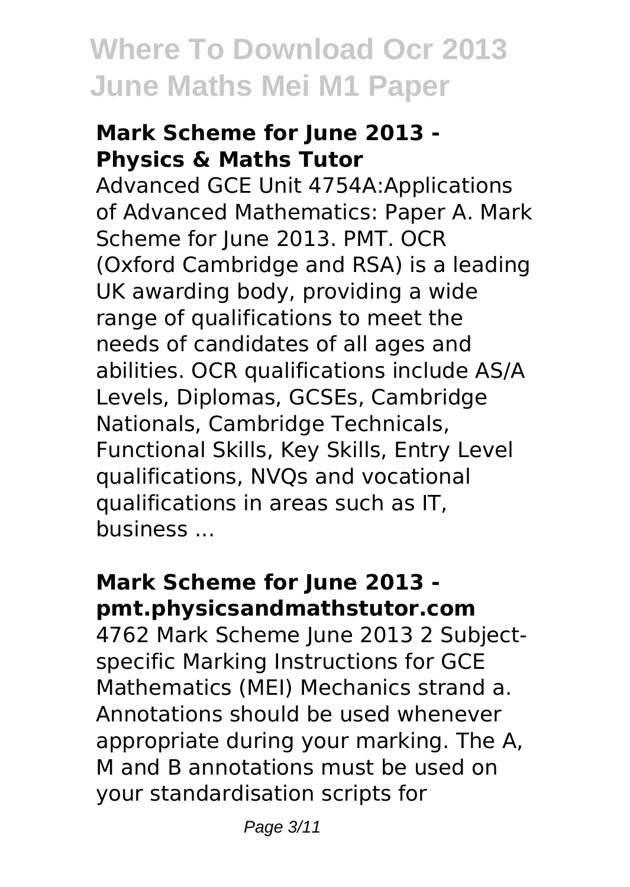# Where To Download Ocr 2013 June Maths Mei M1 Paper

### Mark Scheme for June 2013 - Physics & Maths Tutor

Advanced GCE Unit 4754A:Applications of Advanced Mathematics: Paper A. Mark Scheme for June 2013. PMT. OCR (Oxford Cambridge and RSA) is a leading UK awarding body, providing a wide range of qualifications to meet the needs of candidates of all ages and abilities. OCR qualifications include AS/A Levels, Diplomas, GCSEs, Cambridge Nationals, Cambridge Technicals, Functional Skills, Key Skills, Entry Level qualifications, NVQs and vocational qualifications in areas such as IT, business ...

### Mark Scheme for June 2013 - pmt.physicsandmathstutor.com

4762 Mark Scheme June 2013 2 Subject-specific Marking Instructions for GCE Mathematics (MEI) Mechanics strand a. Annotations should be used whenever appropriate during your marking. The A, M and B annotations must be used on your standardisation scripts for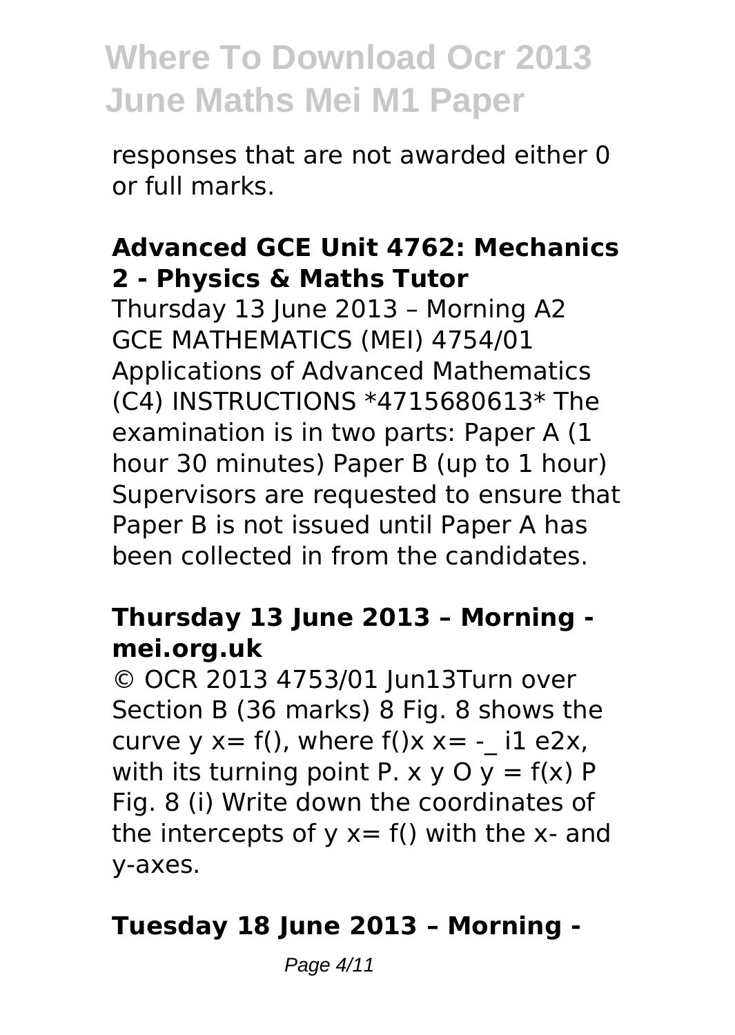responses that are not awarded either 0 or full marks.

### Advanced GCE Unit 4762: Mechanics 2 - Physics & Maths Tutor

Thursday 13 June 2013 – Morning A2 GCE MATHEMATICS (MEI) 4754/01 Applications of Advanced Mathematics (C4) INSTRUCTIONS *4715680613* The examination is in two parts: Paper A (1 hour 30 minutes) Paper B (up to 1 hour) Supervisors are requested to ensure that Paper B is not issued until Paper A has been collected in from the candidates.

### Thursday 13 June 2013 – Morning - mei.org.uk

© OCR 2013 4753/01 Jun13Turn over Section B (36 marks) 8 Fig. 8 shows the curve y x= f(), where f()x x= -_ i1 e2x, with its turning point P. x y O y = f(x) P Fig. 8 (i) Write down the coordinates of the intercepts of y x= f() with the x- and y-axes.

### Tuesday 18 June 2013 – Morning -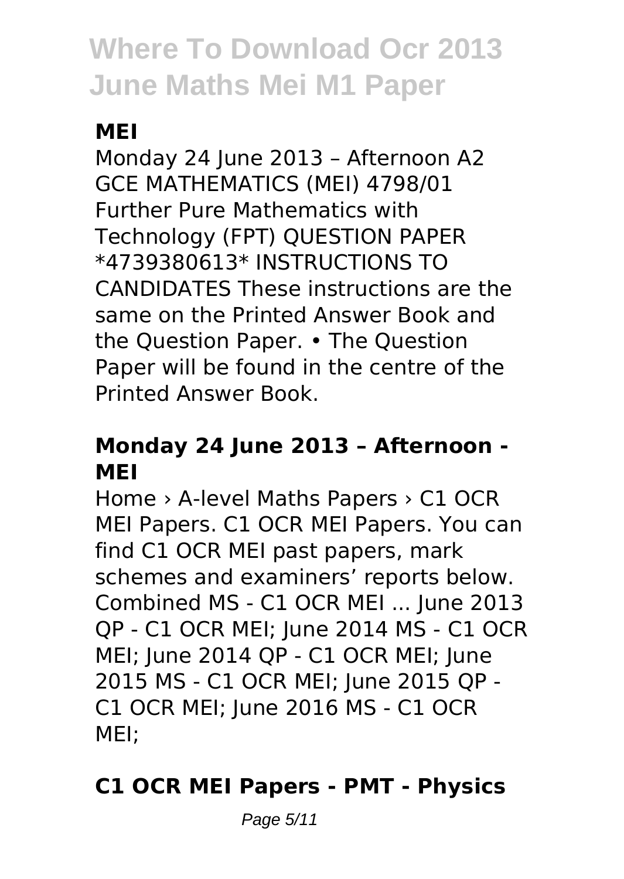**MEI**

Monday 24 June 2013 – Afternoon A2 GCE MATHEMATICS (MEI) 4798/01 Further Pure Mathematics with Technology (FPT) QUESTION PAPER *4739380613* INSTRUCTIONS TO CANDIDATES These instructions are the same on the Printed Answer Book and the Question Paper. • The Question Paper will be found in the centre of the Printed Answer Book.

### **Monday 24 June 2013 – Afternoon - MEI**

Home › A-level Maths Papers › C1 OCR MEI Papers. C1 OCR MEI Papers. You can find C1 OCR MEI past papers, mark schemes and examiners' reports below. Combined MS - C1 OCR MEI ... June 2013 QP - C1 OCR MEI; June 2014 MS - C1 OCR MEI; June 2014 QP - C1 OCR MEI; June 2015 MS - C1 OCR MEI; June 2015 QP - C1 OCR MEI; June 2016 MS - C1 OCR MEI;

### **C1 OCR MEI Papers - PMT - Physics**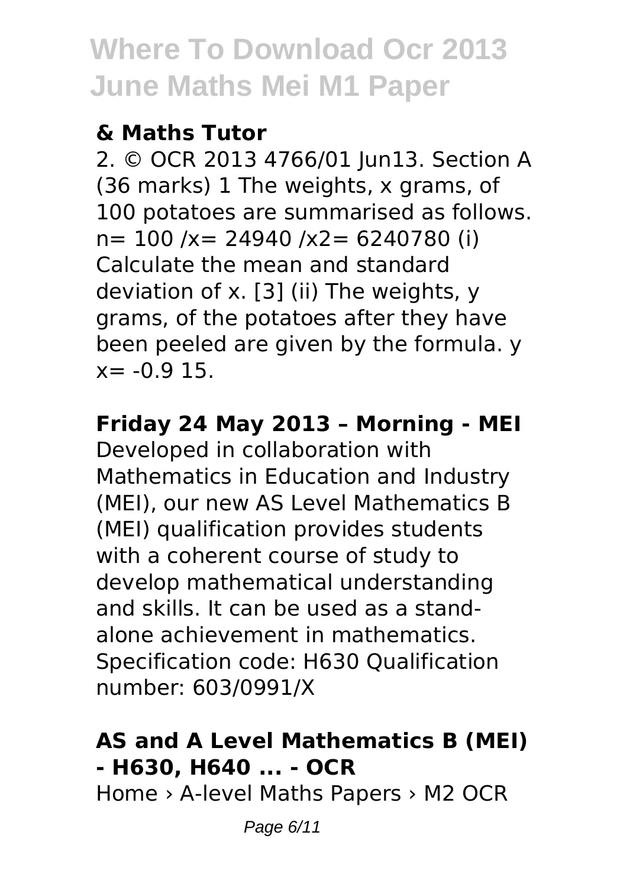### & Maths Tutor

2. © OCR 2013 4766/01 Jun13. Section A (36 marks) 1 The weights, x grams, of 100 potatoes are summarised as follows. n= 100 /x= 24940 /x2= 6240780 (i) Calculate the mean and standard deviation of x. [3] (ii) The weights, y grams, of the potatoes after they have been peeled are given by the formula. y x= -0.9 15.

### Friday 24 May 2013 – Morning - MEI

Developed in collaboration with Mathematics in Education and Industry (MEI), our new AS Level Mathematics B (MEI) qualification provides students with a coherent course of study to develop mathematical understanding and skills. It can be used as a stand-alone achievement in mathematics. Specification code: H630 Qualification number: 603/0991/X

### AS and A Level Mathematics B (MEI) - H630, H640 ... - OCR

Home › A-level Maths Papers › M2 OCR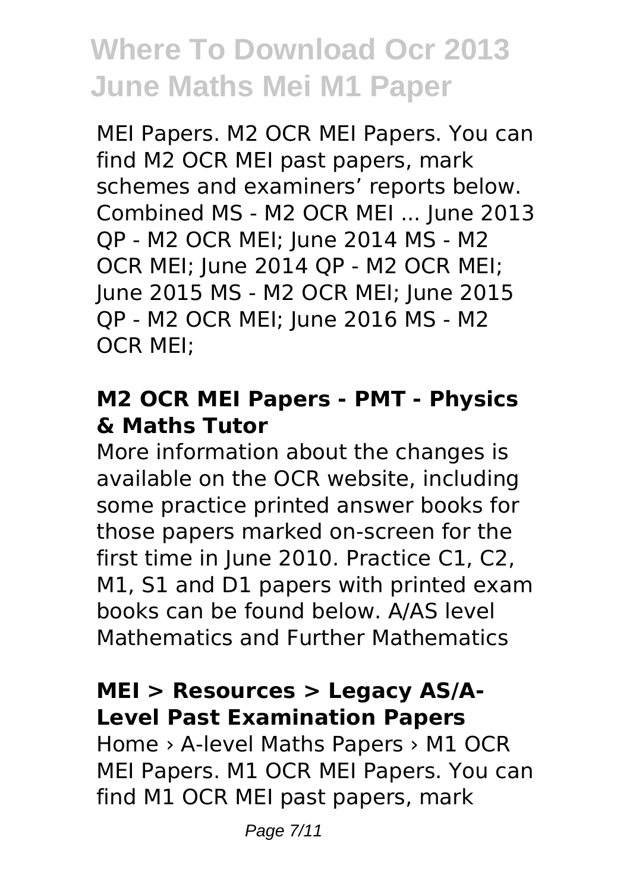MEI Papers. M2 OCR MEI Papers. You can find M2 OCR MEI past papers, mark schemes and examiners' reports below. Combined MS - M2 OCR MEI ... June 2013 QP - M2 OCR MEI; June 2014 MS - M2 OCR MEI; June 2014 QP - M2 OCR MEI; June 2015 MS - M2 OCR MEI; June 2015 QP - M2 OCR MEI; June 2016 MS - M2 OCR MEI;

### M2 OCR MEI Papers - PMT - Physics & Maths Tutor

More information about the changes is available on the OCR website, including some practice printed answer books for those papers marked on-screen for the first time in June 2010. Practice C1, C2, M1, S1 and D1 papers with printed exam books can be found below. A/AS level Mathematics and Further Mathematics

### MEI > Resources > Legacy AS/A-Level Past Examination Papers

Home › A-level Maths Papers › M1 OCR MEI Papers. M1 OCR MEI Papers. You can find M1 OCR MEI past papers, mark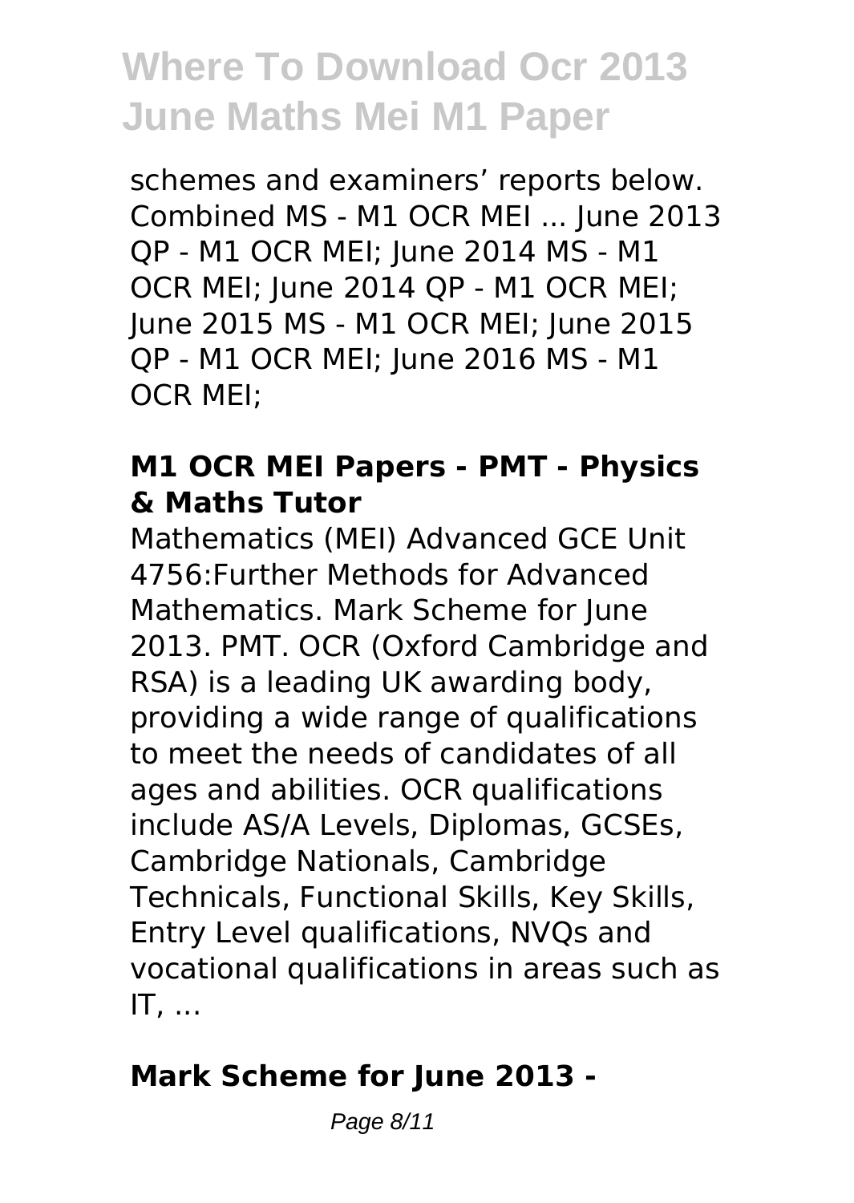schemes and examiners' reports below. Combined MS - M1 OCR MEI ... June 2013 QP - M1 OCR MEI; June 2014 MS - M1 OCR MEI; June 2014 QP - M1 OCR MEI; June 2015 MS - M1 OCR MEI; June 2015 QP - M1 OCR MEI; June 2016 MS - M1 OCR MEI;

### M1 OCR MEI Papers - PMT - Physics & Maths Tutor

Mathematics (MEI) Advanced GCE Unit 4756:Further Methods for Advanced Mathematics. Mark Scheme for June 2013. PMT. OCR (Oxford Cambridge and RSA) is a leading UK awarding body, providing a wide range of qualifications to meet the needs of candidates of all ages and abilities. OCR qualifications include AS/A Levels, Diplomas, GCSEs, Cambridge Nationals, Cambridge Technicals, Functional Skills, Key Skills, Entry Level qualifications, NVQs and vocational qualifications in areas such as IT, ...

### Mark Scheme for June 2013 -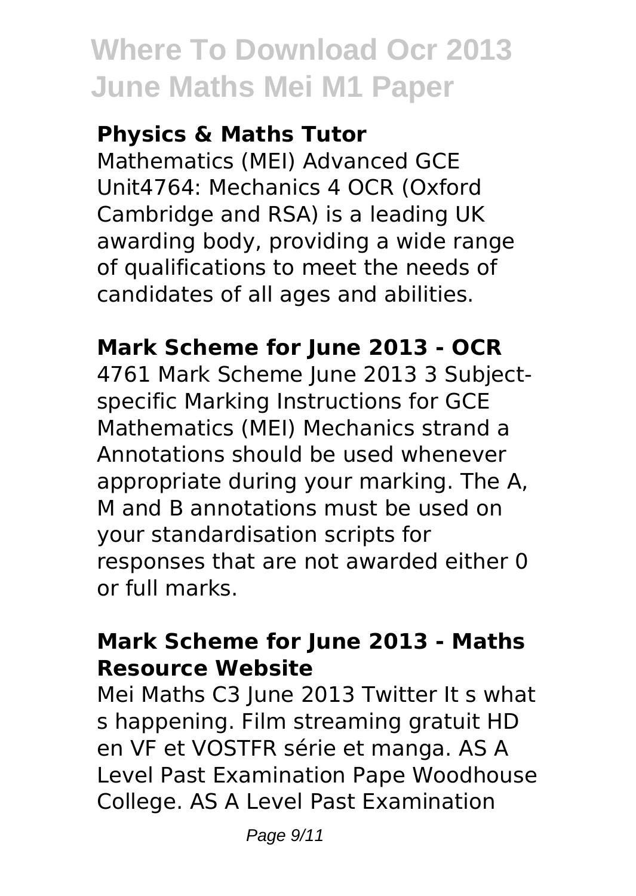### Physics & Maths Tutor

Mathematics (MEI) Advanced GCE Unit4764: Mechanics 4 OCR (Oxford Cambridge and RSA) is a leading UK awarding body, providing a wide range of qualifications to meet the needs of candidates of all ages and abilities.

### Mark Scheme for June 2013 - OCR

4761 Mark Scheme June 2013 3 Subject-specific Marking Instructions for GCE Mathematics (MEI) Mechanics strand a Annotations should be used whenever appropriate during your marking. The A, M and B annotations must be used on your standardisation scripts for responses that are not awarded either 0 or full marks.

### Mark Scheme for June 2013 - Maths Resource Website

Mei Maths C3 June 2013 Twitter It s what s happening. Film streaming gratuit HD en VF et VOSTFR série et manga. AS A Level Past Examination Pape Woodhouse College. AS A Level Past Examination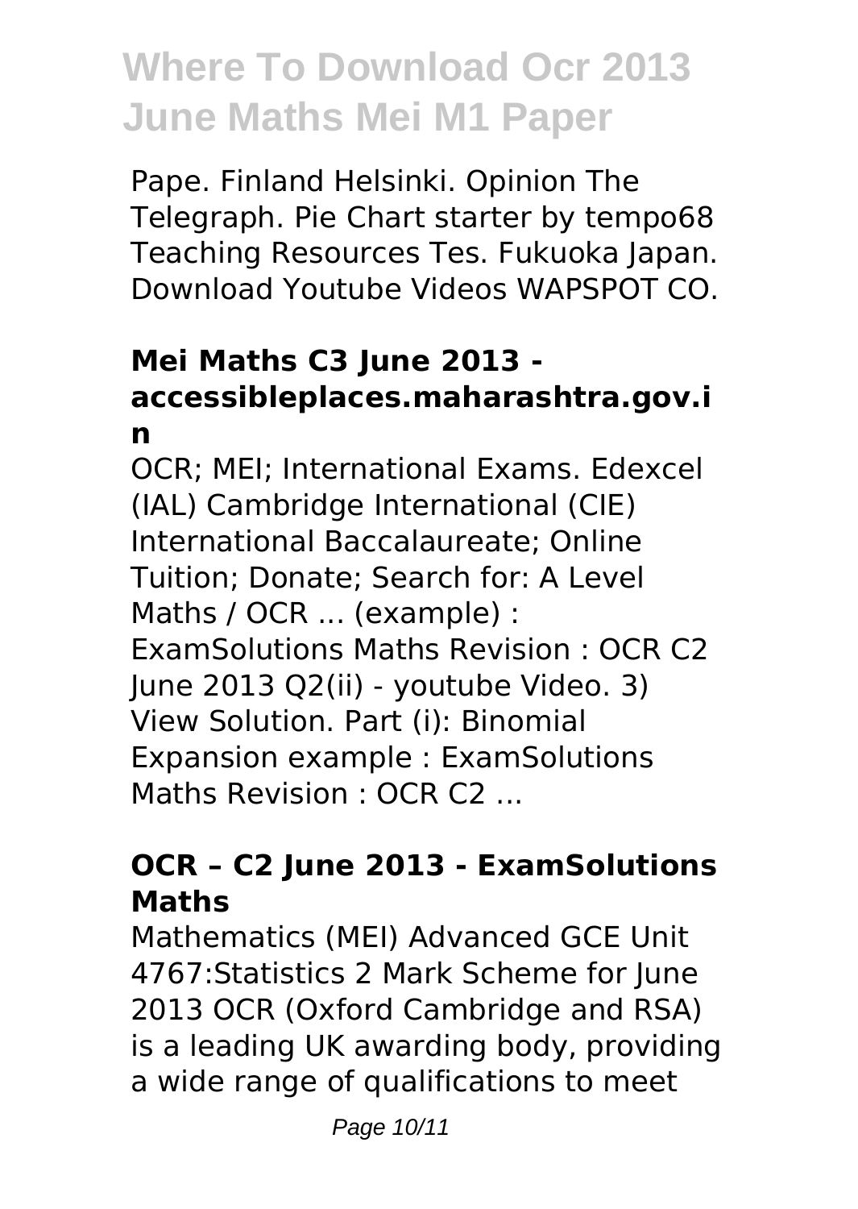Pape. Finland Helsinki. Opinion The Telegraph. Pie Chart starter by tempo68 Teaching Resources Tes. Fukuoka Japan. Download Youtube Videos WAPSPOT CO.

### Mei Maths C3 June 2013 - accessibleplaces.maharashtra.gov.in

OCR; MEI; International Exams. Edexcel (IAL) Cambridge International (CIE) International Baccalaureate; Online Tuition; Donate; Search for: A Level Maths / OCR ... (example) : ExamSolutions Maths Revision : OCR C2 June 2013 Q2(ii) - youtube Video. 3) View Solution. Part (i): Binomial Expansion example : ExamSolutions Maths Revision : OCR C2 ...

### OCR – C2 June 2013 - ExamSolutions Maths

Mathematics (MEI) Advanced GCE Unit 4767:Statistics 2 Mark Scheme for June 2013 OCR (Oxford Cambridge and RSA) is a leading UK awarding body, providing a wide range of qualifications to meet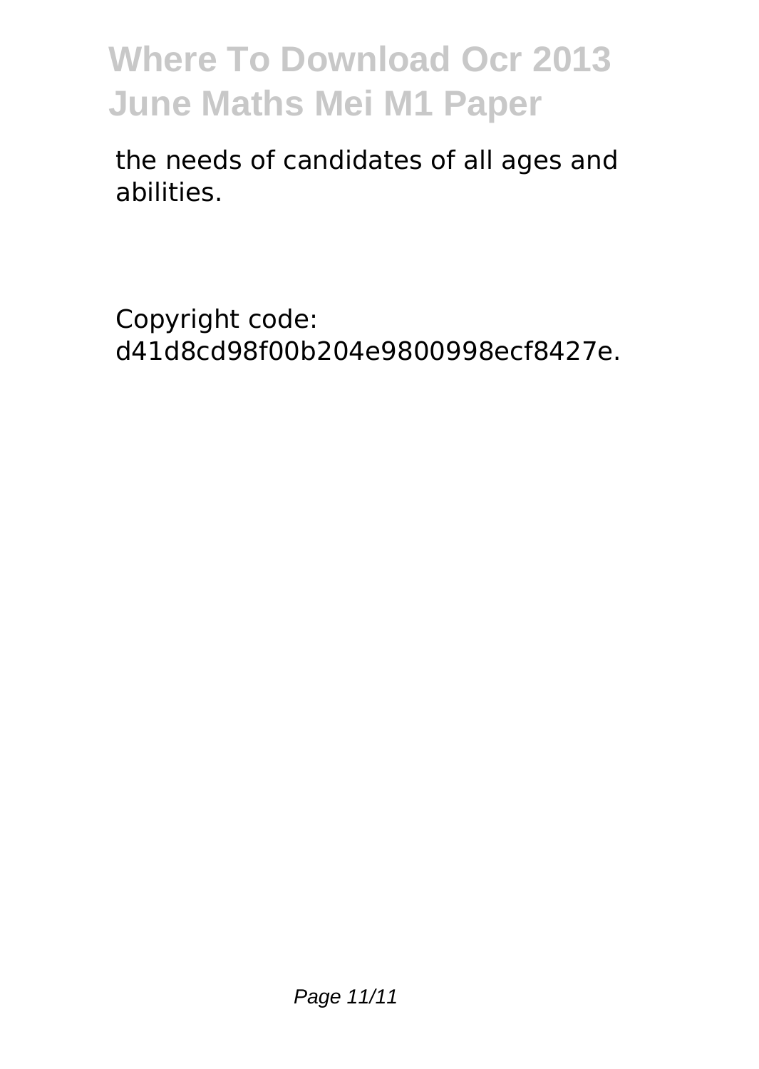the needs of candidates of all ages and abilities.

Copyright code: d41d8cd98f00b204e9800998ecf8427e.